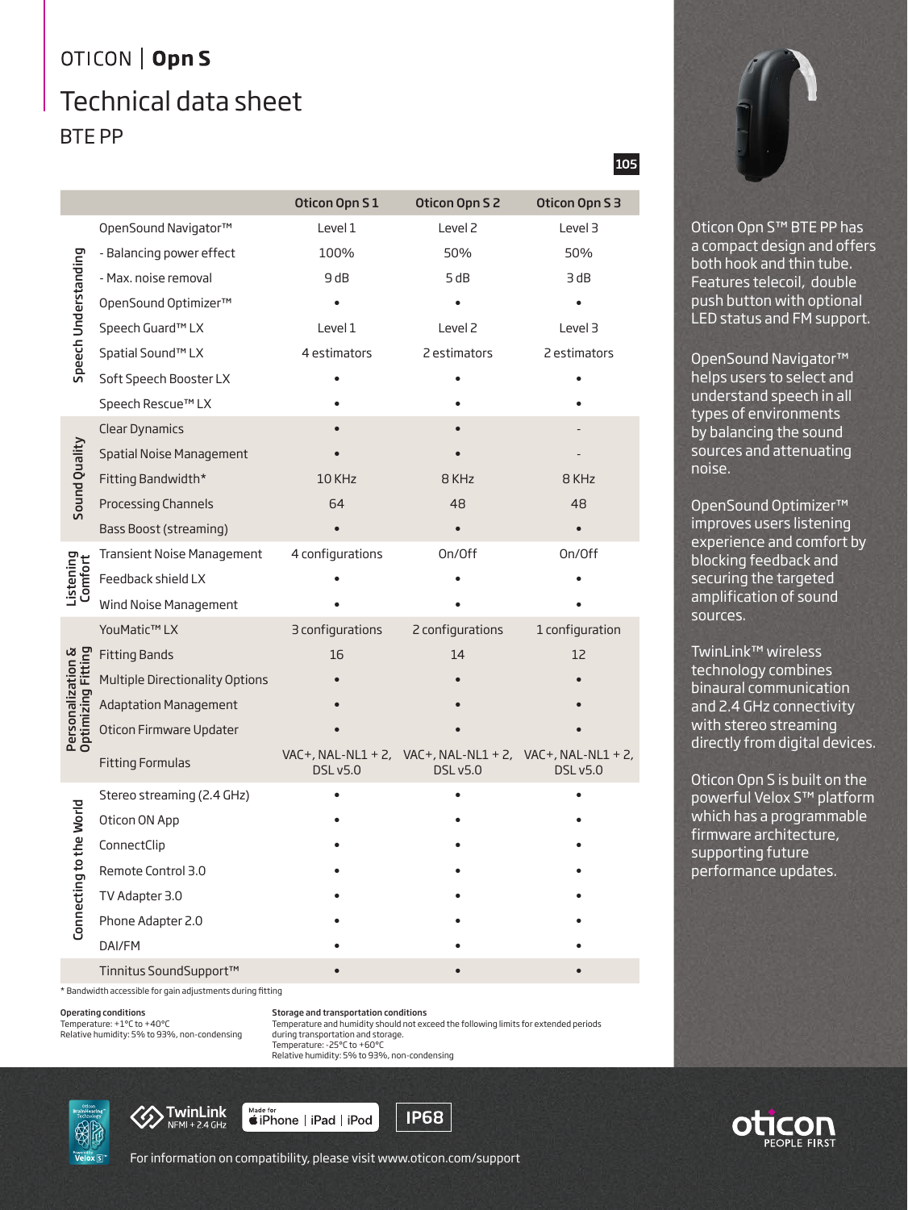# OTICON | Opn S

## Technical data sheet

### BTE PP

105

| | | Oticon Opn S 1 | Oticon Opn S 2 | Oticon Opn S 3 |
|---|---|---|---|---|
| Speech Understanding | OpenSound Navigator™ | Level 1 | Level 2 | Level 3 |
| | - Balancing power effect | 100% | 50% | 50% |
| | - Max. noise removal | 9 dB | 5 dB | 3 dB |
| | OpenSound Optimizer™ | • | • | • |
| | Speech Guard™ LX | Level 1 | Level 2 | Level 3 |
| | Spatial Sound™ LX | 4 estimators | 2 estimators | 2 estimators |
| | Soft Speech Booster LX | • | • | • |
| | Speech Rescue™ LX | • | • | • |
| Sound Quality | Clear Dynamics | • | • | - |
| | Spatial Noise Management | • | • | - |
| | Fitting Bandwidth* | 10 KHz | 8 KHz | 8 KHz |
| | Processing Channels | 64 | 48 | 48 |
| | Bass Boost (streaming) | • | • | • |
| Listening Comfort | Transient Noise Management | 4 configurations | On/Off | On/Off |
| | Feedback shield LX | • | • | • |
| | Wind Noise Management | • | • | • |
| Personalization & Optimizing Fitting | YouMatic™ LX | 3 configurations | 2 configurations | 1 configuration |
| | Fitting Bands | 16 | 14 | 12 |
| | Multiple Directionality Options | • | • | • |
| | Adaptation Management | • | • | • |
| | Oticon Firmware Updater | • | • | • |
| | Fitting Formulas | VAC+, NAL-NL1 + 2, DSL v5.0 | VAC+, NAL-NL1 + 2, DSL v5.0 | VAC+, NAL-NL1 + 2, DSL v5.0 |
| Connecting to the World | Stereo streaming (2.4 GHz) | • | • | • |
| | Oticon ON App | • | • | • |
| | ConnectClip | • | • | • |
| | Remote Control 3.0 | • | • | • |
| | TV Adapter 3.0 | • | • | • |
| | Phone Adapter 2.0 | • | • | • |
| | DAI/FM | • | • | • |
| | Tinnitus SoundSupport™ | • | • | • |

* Bandwidth accessible for gain adjustments during fitting

**Operating conditions**
Temperature: +1°C to +40°C
Relative humidity: 5% to 93%, non-condensing

**Storage and transportation conditions**
Temperature and humidity should not exceed the following limits for extended periods during transportation and storage.
Temperature: -25°C to +60°C
Relative humidity: 5% to 93%, non-condensing

Oticon Opn S™ BTE PP has a compact design and offers both hook and thin tube. Features telecoil, double push button with optional LED status and FM support.

OpenSound Navigator™ helps users to select and understand speech in all types of environments by balancing the sound sources and attenuating noise.

OpenSound Optimizer™ improves users listening experience and comfort by blocking feedback and securing the targeted amplification of sound sources.

TwinLink™ wireless technology combines binaural communication and 2.4 GHz connectivity with stereo streaming directly from digital devices.

Oticon Opn S is built on the powerful Velox S™ platform which has a programmable firmware architecture, supporting future performance updates.

TwinLink NFMI + 2.4 GHz | Made for iPhone | iPad | iPod | IP68

For information on compatibility, please visit www.oticon.com/support

oticon PEOPLE FIRST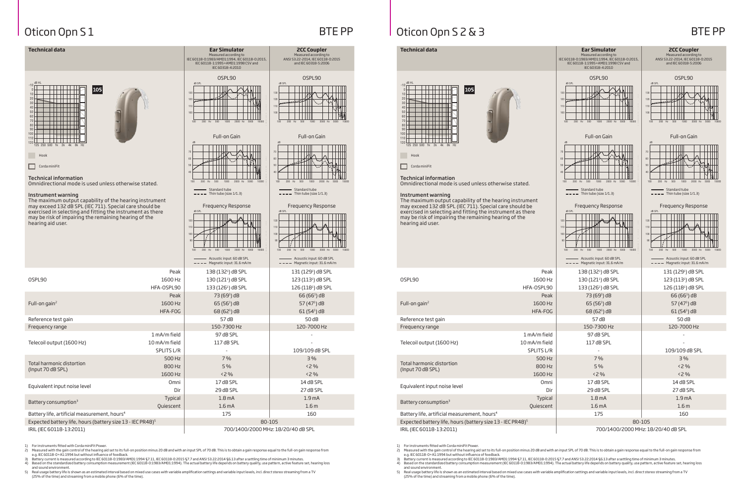# Oticon Opn S 1

BTE PP

**Technical data**

| Technical data | | Ear Simulator<br>Measured according to IEC 60118-0:1983/AMD1:1994, IEC 60118-0:2015, IEC 60118-1:1995+AMD1:1998 CSV and IEC 60318-4:2010 | 2CC Coupler<br>Measured according to ANSI S3.22-2014, IEC 60118-0:2015 and IEC 60318-5:2006 |
|---|---|---|---|

105

Hook

Corda miniFit

### Technical information

Omnidirectional mode is used unless otherwise stated.

### Instrument warning

The maximum output capability of the hearing instrument may exceed 132 dB SPL (IEC 711). Special care should be exercised in selecting and fitting the instrument as there may be risk of impairing the remaining hearing of the hearing aid user.

OSPL90 / Full-on Gain — Standard tube, Thin tube (size 1/1.3)

Frequency Response — Acoustic input: 60 dB SPL, Magnetic input: 31.6 mA/m

| | | Ear Simulator | 2CC Coupler |
|---|---|---|---|
| OSPL90 | Peak | 138 (132[1]) dB SPL | 131 (129[1]) dB SPL |
| | 1600 Hz | 130 (121[1]) dB SPL | 123 (113[1]) dB SPL |
| | HFA-OSPL90 | 133 (126[1]) dB SPL | 126 (118[1]) dB SPL |
| Full-on gain[2] | Peak | 73 (69[1]) dB | 66 (66[1]) dB |
| | 1600 Hz | 65 (56[1]) dB | 57 (47[1]) dB |
| | HFA-FOG | 68 (62[1]) dB | 61 (54[1]) dB |
| Reference test gain | | 57 dB | 50 dB |
| Frequency range | | 150-7300 Hz | 120-7000 Hz |
| Telecoil output (1600 Hz) | 1 mA/m field | 97 dB SPL | - |
| | 10 mA/m field | 117 dB SPL | - |
| | SPLITS L/R | - | 109/109 dB SPL |
| Total harmonic distortion (Input 70 dB SPL) | 500 Hz | 7 % | 3 % |
| | 800 Hz | 5 % | <2 % |
| | 1600 Hz | <2 % | <2 % |
| Equivalent input noise level | Omni | 17 dB SPL | 14 dB SPL |
| | Dir | 29 dB SPL | 27 dB SPL |
| Battery consumption[3] | Typical | 1.8 mA | 1.9 mA |
| | Quiescent | 1.6 mA | 1.6 m |
| Battery life, artificial measurement, hours[4] | | 175 | 160 |
| Expected battery life, hours (battery size 13 - IEC PR48)[5] | | 80-105 | |
| IRIL (IEC 60118-13:2011) | | 700/1400/2000 MHz: 18/20/40 dB SPL | |

1) For instruments fitted with Corda miniFit Power.
2) Measured with the gain control of the hearing aid set to its full-on position minus 20 dB and with an input SPL of 70 dB. This is to obtain a gain response equal to the full-gain response from e.g. IEC 60118-0+A1:1994 but without influence of feedback.
3) Battery current is measured according to IEC 60118-0:1983/AMD1:1994 §7.11, IEC 60118-0:2015 §7.7 and ANSI S3.22:2014 §6.13 after a settling time of minimum 3 minutes.
4) Based on the standardized battery consumption measurement (IEC 60118-0:1983/AMD1:1994). The actual battery life depends on battery quality, use pattern, active feature set, hearing loss and sound environment.
5) Real usage battery life is shown as an estimated interval based on mixed use cases with variable amplification settings and variable input levels, incl. direct stereo streaming from a TV (25% of the time) and streaming from a mobile phone (6% of the time).

# Oticon Opn S 2 & 3

BTE PP

| Technical data | | Ear Simulator<br>Measured according to IEC 60118-0:1983/AMD1:1994, IEC 60118-0:2015, IEC 60118-1:1995+AMD1:1998 CSV and IEC 60318-4:2010 | 2CC Coupler<br>Measured according to ANSI S3.22-2014, IEC 60118-0:2015 and IEC 60318-5:2006 |
|---|---|---|---|

105

Hook

Corda miniFit

### Technical information

Omnidirectional mode is used unless otherwise stated.

### Instrument warning

The maximum output capability of the hearing instrument may exceed 132 dB SPL (IEC 711). Special care should be exercised in selecting and fitting the instrument as there may be risk of impairing the remaining hearing of the hearing aid user.

OSPL90 / Full-on Gain — Standard tube, Thin tube (size 1/1.3)

Frequency Response — Acoustic input: 60 dB SPL, Magnetic input: 31.6 mA/m

| | | Ear Simulator | 2CC Coupler |
|---|---|---|---|
| OSPL90 | Peak | 138 (132[1]) dB SPL | 131 (129[1]) dB SPL |
| | 1600 Hz | 130 (121[1]) dB SPL | 123 (113[1]) dB SPL |
| | HFA-OSPL90 | 133 (126[1]) dB SPL | 126 (118[1]) dB SPL |
| Full-on gain[2] | Peak | 73 (69[1]) dB | 66 (66[1]) dB |
| | 1600 Hz | 65 (56[1]) dB | 57 (47[1]) dB |
| | HFA-FOG | 68 (62[1]) dB | 61 (54[1]) dB |
| Reference test gain | | 57 dB | 50 dB |
| Frequency range | | 150-7300 Hz | 120-7000 Hz |
| Telecoil output (1600 Hz) | 1 mA/m field | 97 dB SPL | - |
| | 10 mA/m field | 117 dB SPL | - |
| | SPLITS L/R | - | 109/109 dB SPL |
| Total harmonic distortion (Input 70 dB SPL) | 500 Hz | 7 % | 3 % |
| | 800 Hz | 5 % | <2 % |
| | 1600 Hz | <2 % | <2 % |
| Equivalent input noise level | Omni | 17 dB SPL | 14 dB SPL |
| | Dir | 29 dB SPL | 27 dB SPL |
| Battery consumption[3] | Typical | 1.8 mA | 1.9 mA |
| | Quiescent | 1.6 mA | 1.6 m |
| Battery life, artificial measurement, hours[4] | | 175 | 160 |
| Expected battery life, hours (battery size 13 - IEC PR48)[5] | | 80-105 | |
| IRIL (IEC 60118-13:2011) | | 700/1400/2000 MHz: 18/20/40 dB SPL | |

1) For instruments fitted with Corda miniFit Power.
2) Measured with the gain control of the hearing aid set to its full-on position minus 20 dB and with an input SPL of 70 dB. This is to obtain a gain response equal to the full-gain response from e.g. IEC 60118-0+A1:1994 but without influence of feedback.
3) Battery current is measured according to IEC 60118-0:1983/AMD1:1994 §7.11, IEC 60118-0:2015 §7.7 and ANSI S3.22:2014 §6.13 after a settling time of minimum 3 minutes.
4) Based on the standardized battery consumption measurement (IEC 60118-0:1983/AMD1:1994). The actual battery life depends on battery quality, use pattern, active feature set, hearing loss and sound environment.
5) Real usage battery life is shown as an estimated interval based on mixed use cases with variable amplification settings and variable input levels, incl. direct stereo streaming from a TV (25% of the time) and streaming from a mobile phone (6% of the time).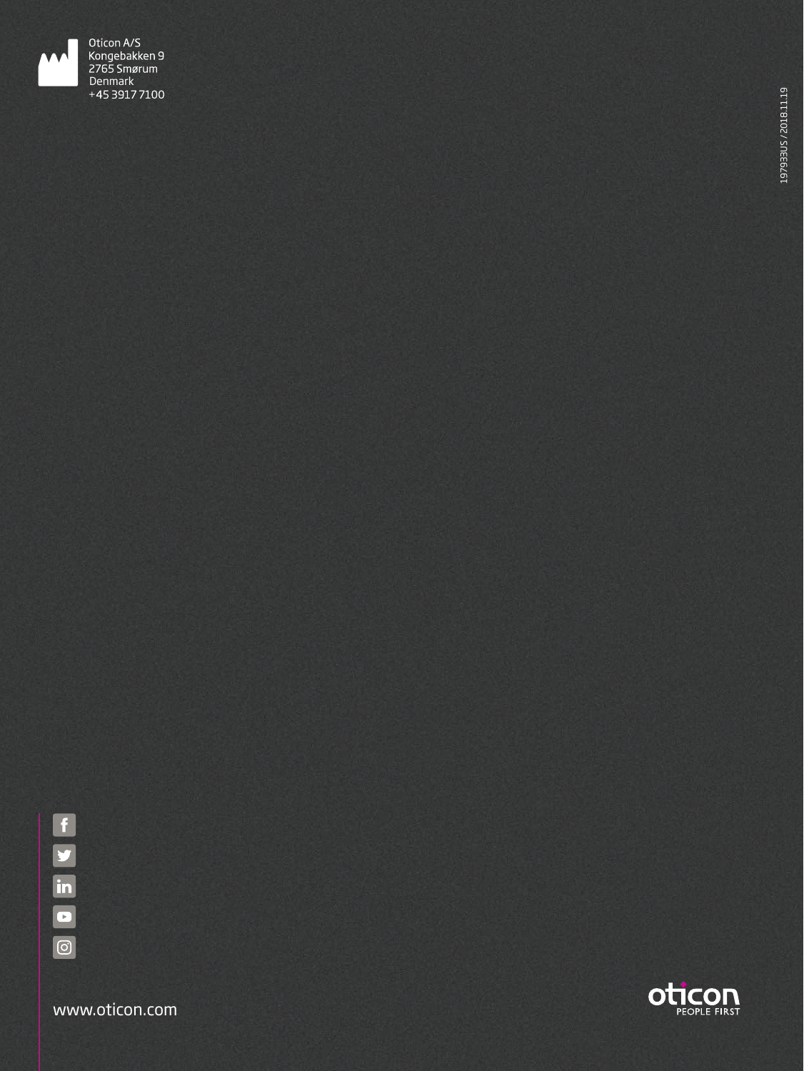Oticon A/S
Kongebakken 9
2765 Smørum
Denmark
+45 3917 7100

197933US / 2018.11.19

www.oticon.com

oticon
PEOPLE FIRST